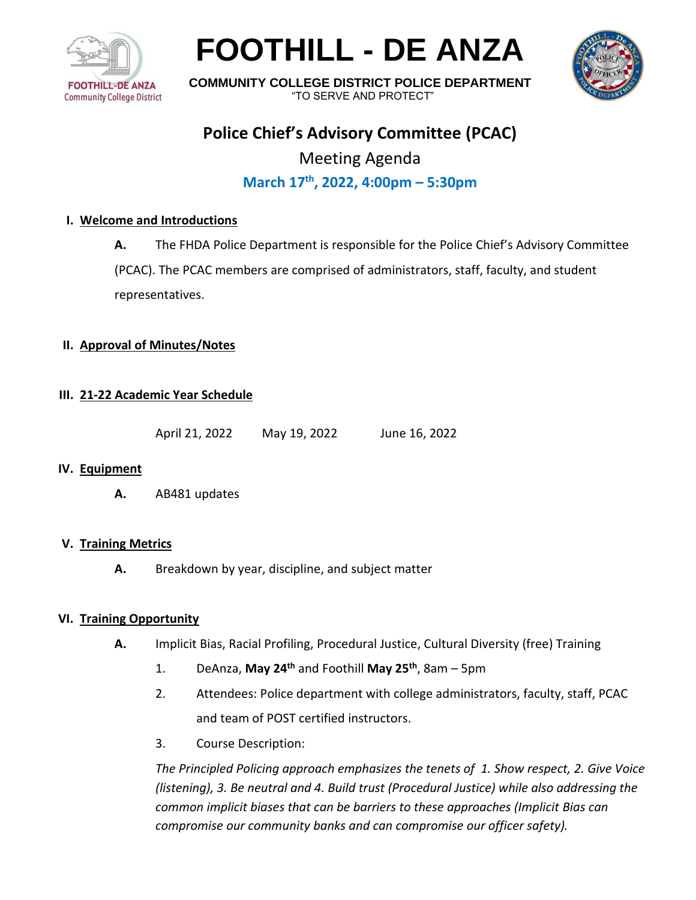FOOTHILL-DE ANZA
Community College District

# FOOTHILL - DE ANZA

**COMMUNITY COLLEGE DISTRICT POLICE DEPARTMENT**
"TO SERVE AND PROTECT"

## Police Chief's Advisory Committee (PCAC)

Meeting Agenda

**March 17th, 2022, 4:00pm – 5:30pm**

### I. Welcome and Introductions

**A.** The FHDA Police Department is responsible for the Police Chief's Advisory Committee (PCAC). The PCAC members are comprised of administrators, staff, faculty, and student representatives.

### II. Approval of Minutes/Notes

### III. 21-22 Academic Year Schedule

April 21, 2022   May 19, 2022   June 16, 2022

### IV. Equipment

**A.** AB481 updates

### V. Training Metrics

**A.** Breakdown by year, discipline, and subject matter

### VI. Training Opportunity

**A.** Implicit Bias, Racial Profiling, Procedural Justice, Cultural Diversity (free) Training

1. DeAnza, **May 24th** and Foothill **May 25th**, 8am – 5pm
2. Attendees: Police department with college administrators, faculty, staff, PCAC and team of POST certified instructors.
3. Course Description:

*The Principled Policing approach emphasizes the tenets of 1. Show respect, 2. Give Voice (listening), 3. Be neutral and 4. Build trust (Procedural Justice) while also addressing the common implicit biases that can be barriers to these approaches (Implicit Bias can compromise our community banks and can compromise our officer safety).*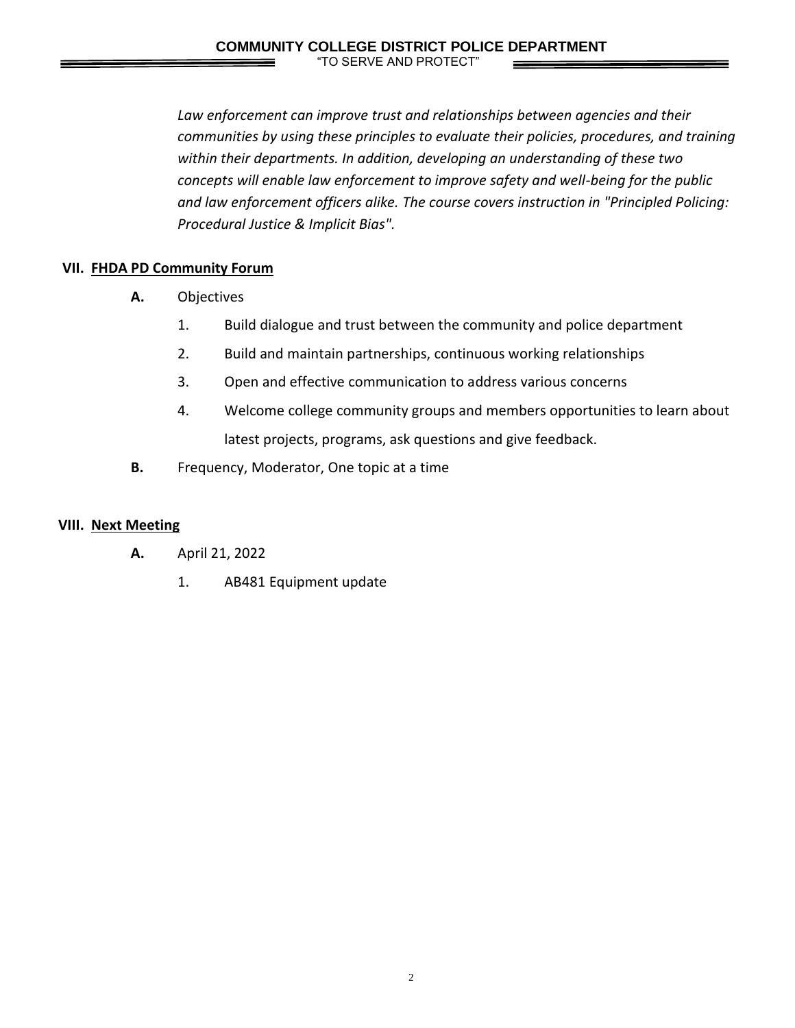*Law enforcement can improve trust and relationships between agencies and their communities by using these principles to evaluate their policies, procedures, and training within their departments. In addition, developing an understanding of these two concepts will enable law enforcement to improve safety and well-being for the public and law enforcement officers alike. The course covers instruction in "Principled Policing: Procedural Justice & Implicit Bias".*

**VII. <u>FHDA PD Community Forum</u>**

**A.** Objectives

1. Build dialogue and trust between the community and police department
2. Build and maintain partnerships, continuous working relationships
3. Open and effective communication to address various concerns
4. Welcome college community groups and members opportunities to learn about latest projects, programs, ask questions and give feedback.

**B.** Frequency, Moderator, One topic at a time

**VIII. <u>Next Meeting</u>**

**A.** April 21, 2022

1. AB481 Equipment update